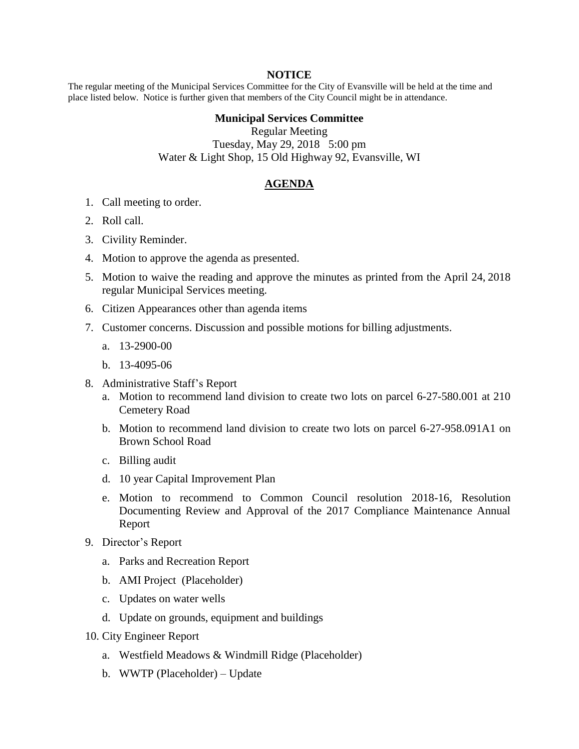**NOTICE**

The regular meeting of the Municipal Services Committee for the City of Evansville will be held at the time and place listed below. Notice is further given that members of the City Council might be in attendance.

**Municipal Services Committee**

Regular Meeting

Tuesday, May 29, 2018 5:00 pm

Water & Light Shop, 15 Old Highway 92, Evansville, WI

**AGENDA**

1. Call meeting to order.
2. Roll call.
3. Civility Reminder.
4. Motion to approve the agenda as presented.
5. Motion to waive the reading and approve the minutes as printed from the April 24, 2018 regular Municipal Services meeting.
6. Citizen Appearances other than agenda items
7. Customer concerns. Discussion and possible motions for billing adjustments.
   a. 13-2900-00
   b. 13-4095-06
8. Administrative Staff's Report
   a. Motion to recommend land division to create two lots on parcel 6-27-580.001 at 210 Cemetery Road
   b. Motion to recommend land division to create two lots on parcel 6-27-958.091A1 on Brown School Road
   c. Billing audit
   d. 10 year Capital Improvement Plan
   e. Motion to recommend to Common Council resolution 2018-16, Resolution Documenting Review and Approval of the 2017 Compliance Maintenance Annual Report
9. Director's Report
   a. Parks and Recreation Report
   b. AMI Project (Placeholder)
   c. Updates on water wells
   d. Update on grounds, equipment and buildings
10. City Engineer Report
    a. Westfield Meadows & Windmill Ridge (Placeholder)
    b. WWTP (Placeholder) – Update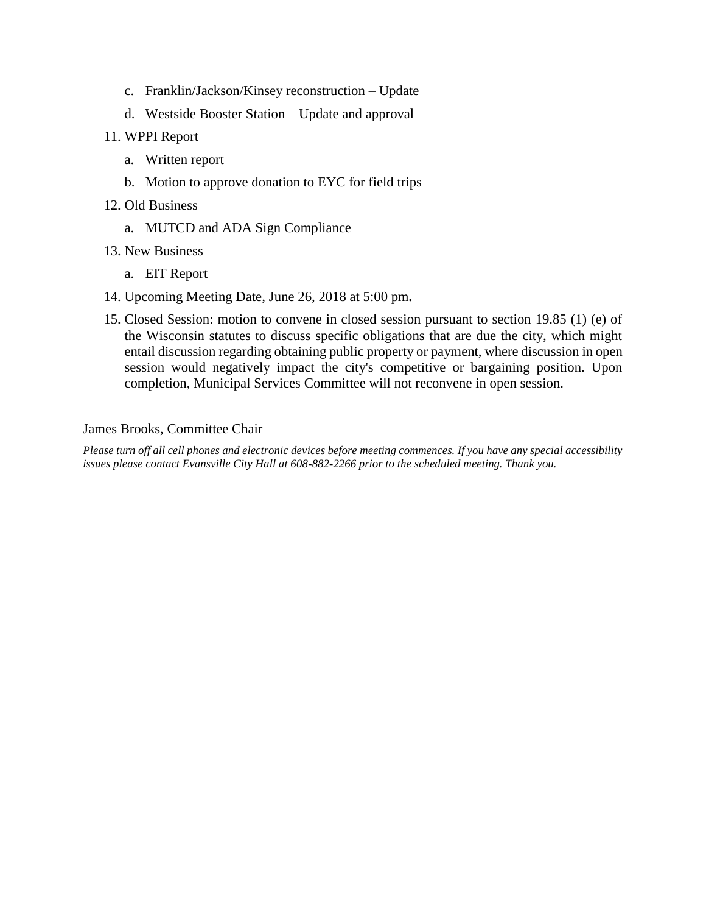c. Franklin/Jackson/Kinsey reconstruction – Update
   d. Westside Booster Station – Update and approval

11. WPPI Report
    a. Written report
    b. Motion to approve donation to EYC for field trips
12. Old Business
    a. MUTCD and ADA Sign Compliance
13. New Business
    a. EIT Report
14. Upcoming Meeting Date, June 26, 2018 at 5:00 pm**.**
15. Closed Session: motion to convene in closed session pursuant to section 19.85 (1) (e) of the Wisconsin statutes to discuss specific obligations that are due the city, which might entail discussion regarding obtaining public property or payment, where discussion in open session would negatively impact the city's competitive or bargaining position. Upon completion, Municipal Services Committee will not reconvene in open session.

James Brooks, Committee Chair

*Please turn off all cell phones and electronic devices before meeting commences. If you have any special accessibility issues please contact Evansville City Hall at 608-882-2266 prior to the scheduled meeting. Thank you.*